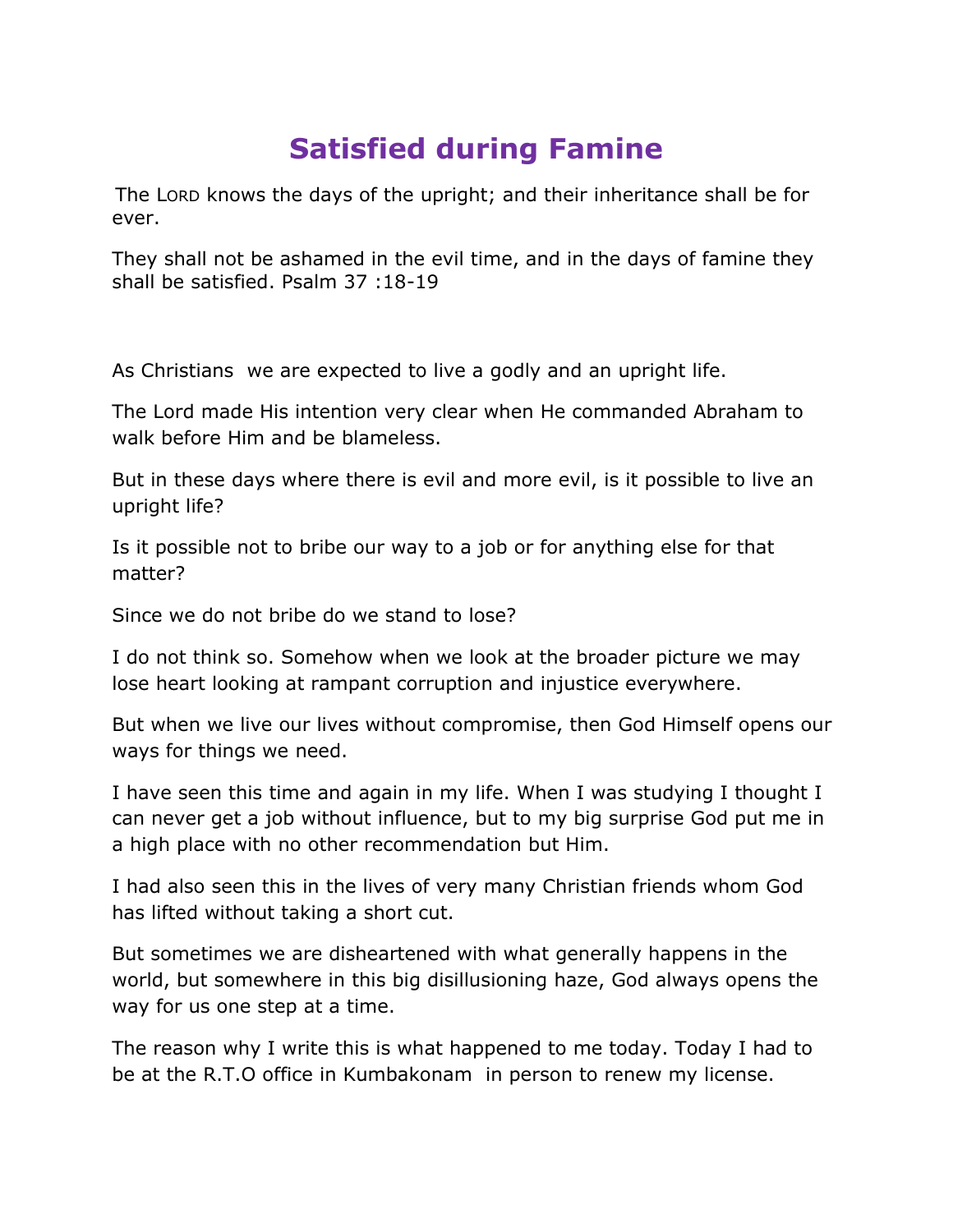# Satisfied during Famine

The LORD knows the days of the upright; and their inheritance shall be for ever.

They shall not be ashamed in the evil time, and in the days of famine they shall be satisfied. Psalm 37 :18-19

As Christians we are expected to live a godly and an upright life.

The Lord made His intention very clear when He commanded Abraham to walk before Him and be blameless.

But in these days where there is evil and more evil, is it possible to live an upright life?

Is it possible not to bribe our way to a job or for anything else for that matter?

Since we do not bribe do we stand to lose?

I do not think so. Somehow when we look at the broader picture we may lose heart looking at rampant corruption and injustice everywhere.

But when we live our lives without compromise, then God Himself opens our ways for things we need.

I have seen this time and again in my life. When I was studying I thought I can never get a job without influence, but to my big surprise God put me in a high place with no other recommendation but Him.

I had also seen this in the lives of very many Christian friends whom God has lifted without taking a short cut.

But sometimes we are disheartened with what generally happens in the world, but somewhere in this big disillusioning haze, God always opens the way for us one step at a time.

The reason why I write this is what happened to me today. Today I had to be at the R.T.O office in Kumbakonam in person to renew my license.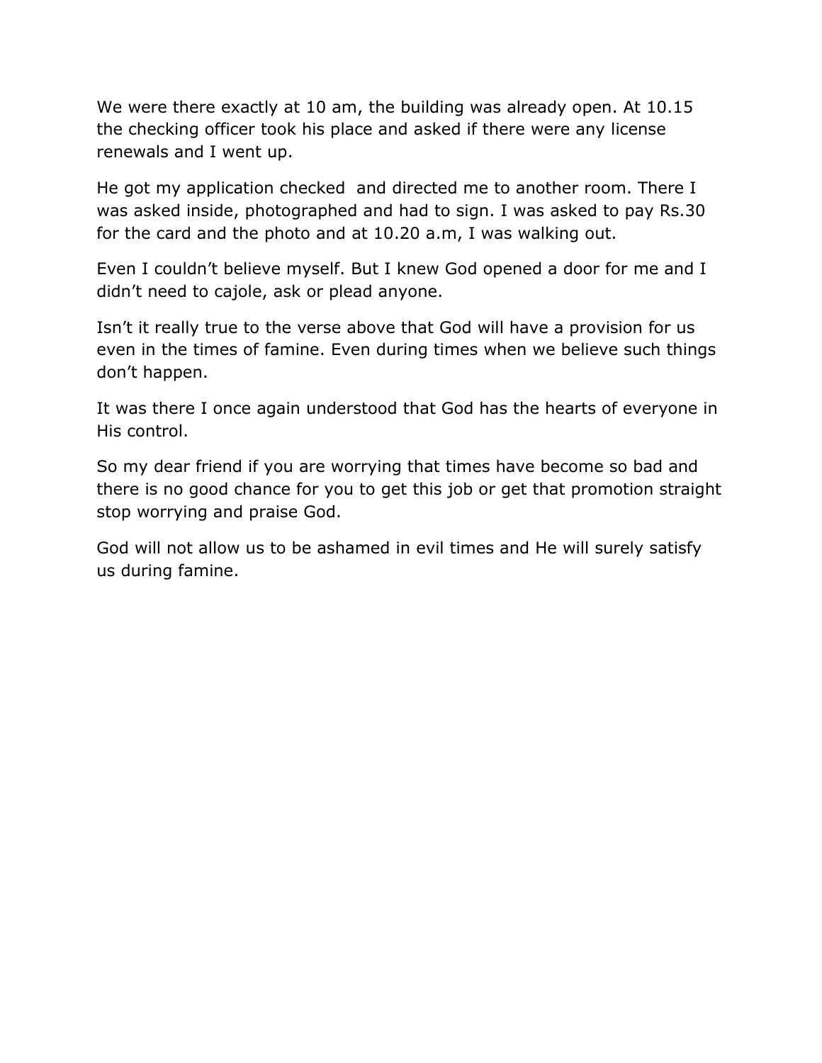We were there exactly at 10 am, the building was already open. At 10.15 the checking officer took his place and asked if there were any license renewals and I went up.

He got my application checked  and directed me to another room. There I was asked inside, photographed and had to sign. I was asked to pay Rs.30 for the card and the photo and at 10.20 a.m, I was walking out.

Even I couldn't believe myself. But I knew God opened a door for me and I didn't need to cajole, ask or plead anyone.

Isn't it really true to the verse above that God will have a provision for us even in the times of famine. Even during times when we believe such things don't happen.

It was there I once again understood that God has the hearts of everyone in His control.

So my dear friend if you are worrying that times have become so bad and there is no good chance for you to get this job or get that promotion straight stop worrying and praise God.

God will not allow us to be ashamed in evil times and He will surely satisfy us during famine.